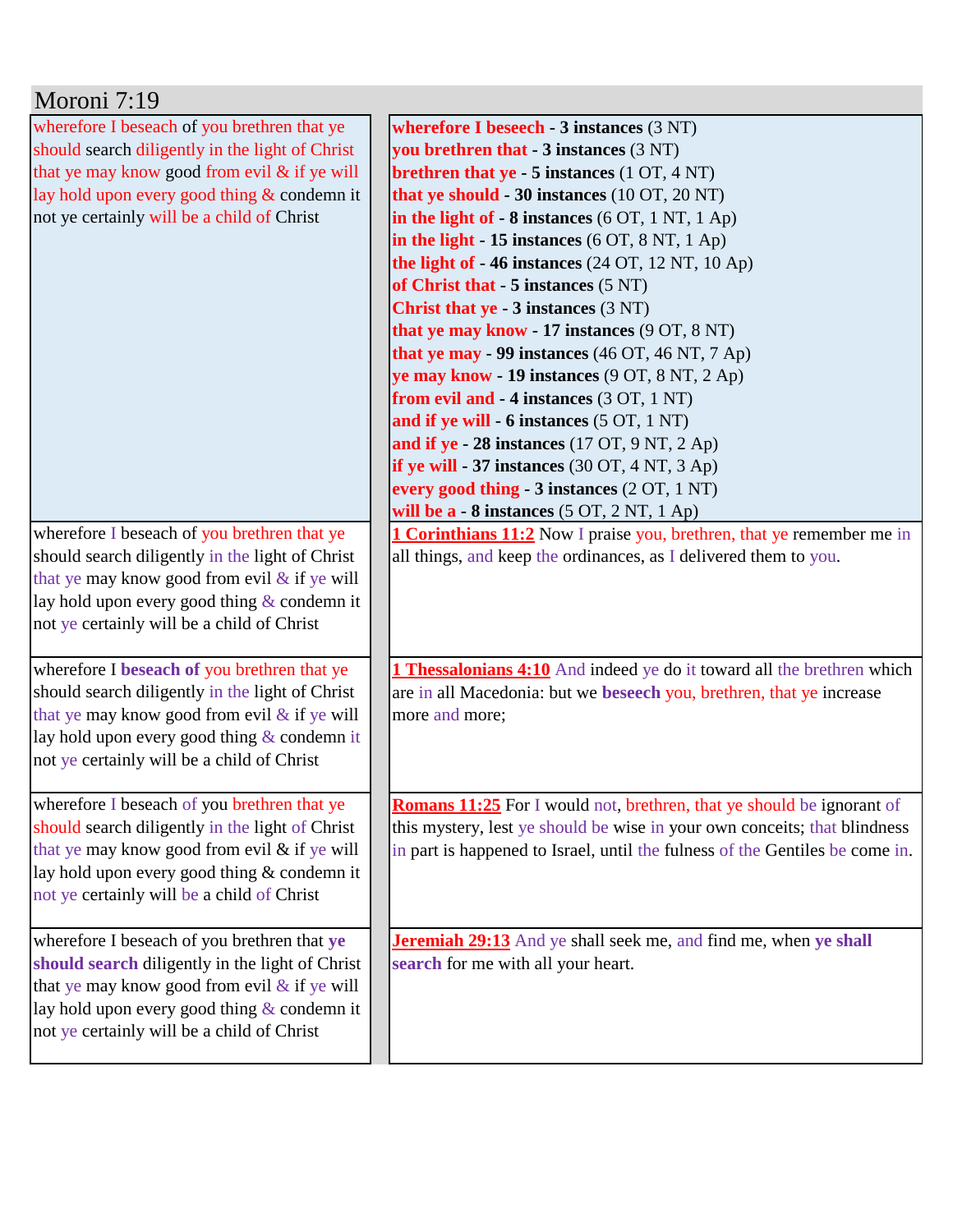# Moroni 7:19

| wherefore I beseach of you brethren that ye should search diligently in the light of Christ that ye may know good from evil & if ye will lay hold upon every good thing & condemn it not ye certainly will be a child of Christ | **wherefore I beseech - 3 instances** (3 NT)<br>**you brethren that - 3 instances** (3 NT)<br>**brethren that ye - 5 instances** (1 OT, 4 NT)<br>**that ye should - 30 instances** (10 OT, 20 NT)<br>**in the light of - 8 instances** (6 OT, 1 NT, 1 Ap)<br>**in the light - 15 instances** (6 OT, 8 NT, 1 Ap)<br>**the light of - 46 instances** (24 OT, 12 NT, 10 Ap)<br>**of Christ that - 5 instances** (5 NT)<br>**Christ that ye - 3 instances** (3 NT)<br>**that ye may know - 17 instances** (9 OT, 8 NT)<br>**that ye may - 99 instances** (46 OT, 46 NT, 7 Ap)<br>**ye may know - 19 instances** (9 OT, 8 NT, 2 Ap)<br>**from evil and - 4 instances** (3 OT, 1 NT)<br>**and if ye will - 6 instances** (5 OT, 1 NT)<br>**and if ye - 28 instances** (17 OT, 9 NT, 2 Ap)<br>**if ye will - 37 instances** (30 OT, 4 NT, 3 Ap)<br>**every good thing - 3 instances** (2 OT, 1 NT)<br>**will be a - 8 instances** (5 OT, 2 NT, 1 Ap) |
|---|---|
| wherefore I beseach of you brethren that ye should search diligently in the light of Christ that ye may know good from evil & if ye will lay hold upon every good thing & condemn it not ye certainly will be a child of Christ | **1 Corinthians 11:2** Now I praise you, brethren, that ye remember me in all things, and keep the ordinances, as I delivered them to you. |
| wherefore I **beseach of** you brethren that ye should search diligently in the light of Christ that ye may know good from evil & if ye will lay hold upon every good thing & condemn it not ye certainly will be a child of Christ | **1 Thessalonians 4:10** And indeed ye do it toward all the brethren which are in all Macedonia: but we **beseech** you, brethren, that ye increase more and more; |
| wherefore I beseach of you brethren that ye should search diligently in the light of Christ that ye may know good from evil & if ye will lay hold upon every good thing & condemn it not ye certainly will be a child of Christ | **Romans 11:25** For I would not, brethren, that ye should be ignorant of this mystery, lest ye should be wise in your own conceits; that blindness in part is happened to Israel, until the fulness of the Gentiles be come in. |
| wherefore I beseach of you brethren that **ye should search** diligently in the light of Christ that ye may know good from evil & if ye will lay hold upon every good thing & condemn it not ye certainly will be a child of Christ | **Jeremiah 29:13** And ye shall seek me, and find me, when **ye shall search** for me with all your heart. |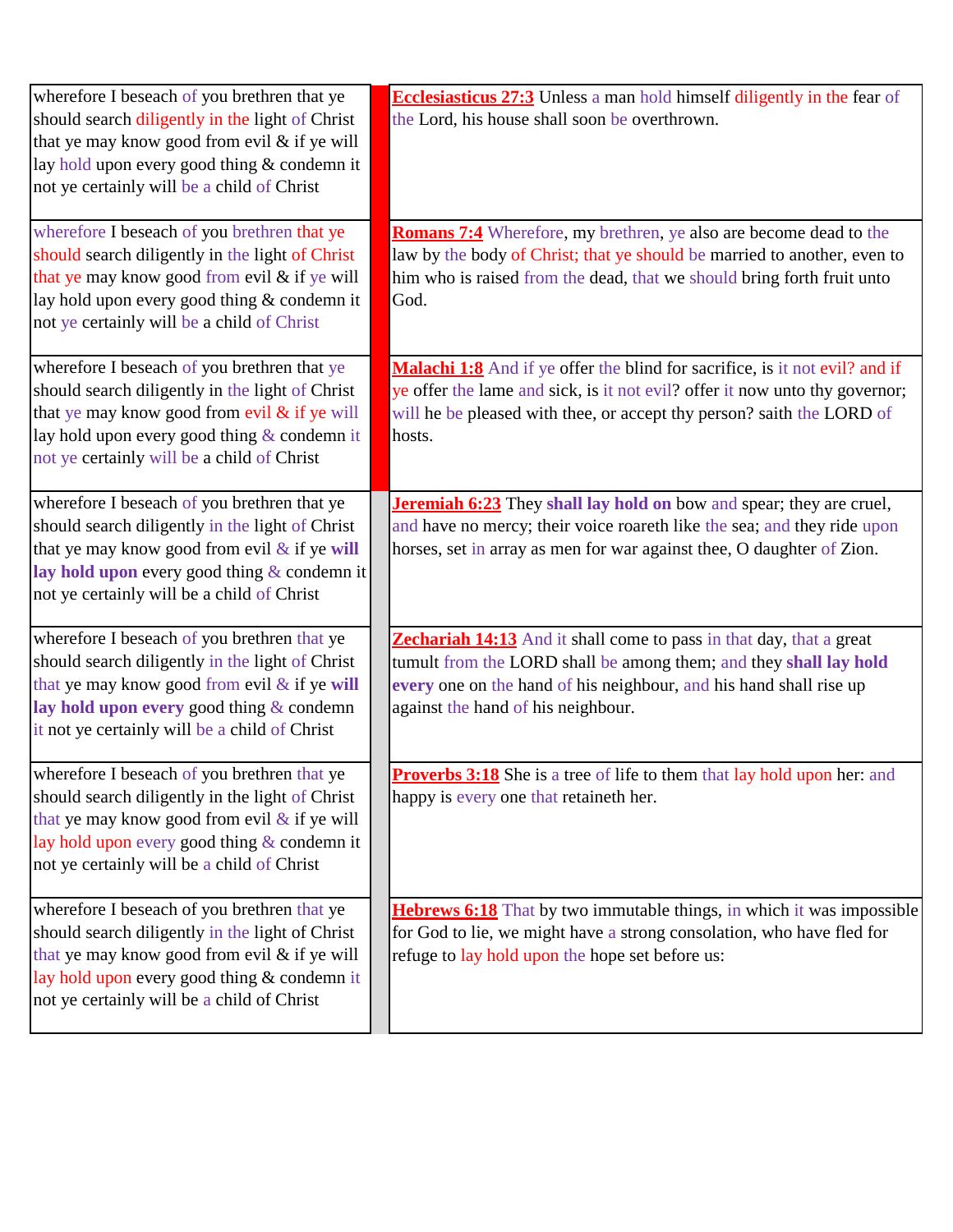| | | |
|---|---|---|
| wherefore I beseach of you brethren that ye should search diligently in the light of Christ that ye may know good from evil & if ye will lay hold upon every good thing & condemn it not ye certainly will be a child of Christ | | **Ecclesiasticus 27:3** Unless a man hold himself diligently in the fear of the Lord, his house shall soon be overthrown. |
| wherefore I beseach of you brethren that ye should search diligently in the light of Christ that ye may know good from evil & if ye will lay hold upon every good thing & condemn it not ye certainly will be a child of Christ | | **Romans 7:4** Wherefore, my brethren, ye also are become dead to the law by the body of Christ; that ye should be married to another, even to him who is raised from the dead, that we should bring forth fruit unto God. |
| wherefore I beseach of you brethren that ye should search diligently in the light of Christ that ye may know good from evil & if ye will lay hold upon every good thing & condemn it not ye certainly will be a child of Christ | | **Malachi 1:8** And if ye offer the blind for sacrifice, is it not evil? and if ye offer the lame and sick, is it not evil? offer it now unto thy governor; will he be pleased with thee, or accept thy person? saith the LORD of hosts. |
| wherefore I beseach of you brethren that ye should search diligently in the light of Christ that ye may know good from evil & if ye **will lay hold upon** every good thing & condemn it not ye certainly will be a child of Christ | | **Jeremiah 6:23** They **shall lay hold on** bow and spear; they are cruel, and have no mercy; their voice roareth like the sea; and they ride upon horses, set in array as men for war against thee, O daughter of Zion. |
| wherefore I beseach of you brethren that ye should search diligently in the light of Christ that ye may know good from evil & if ye **will lay hold upon every** good thing & condemn it not ye certainly will be a child of Christ | | **Zechariah 14:13** And it shall come to pass in that day, that a great tumult from the LORD shall be among them; and they **shall lay hold every** one on the hand of his neighbour, and his hand shall rise up against the hand of his neighbour. |
| wherefore I beseach of you brethren that ye should search diligently in the light of Christ that ye may know good from evil & if ye will lay hold upon every good thing & condemn it not ye certainly will be a child of Christ | | **Proverbs 3:18** She is a tree of life to them that lay hold upon her: and happy is every one that retaineth her. |
| wherefore I beseach of you brethren that ye should search diligently in the light of Christ that ye may know good from evil & if ye will lay hold upon every good thing & condemn it not ye certainly will be a child of Christ | | **Hebrews 6:18** That by two immutable things, in which it was impossible for God to lie, we might have a strong consolation, who have fled for refuge to lay hold upon the hope set before us: |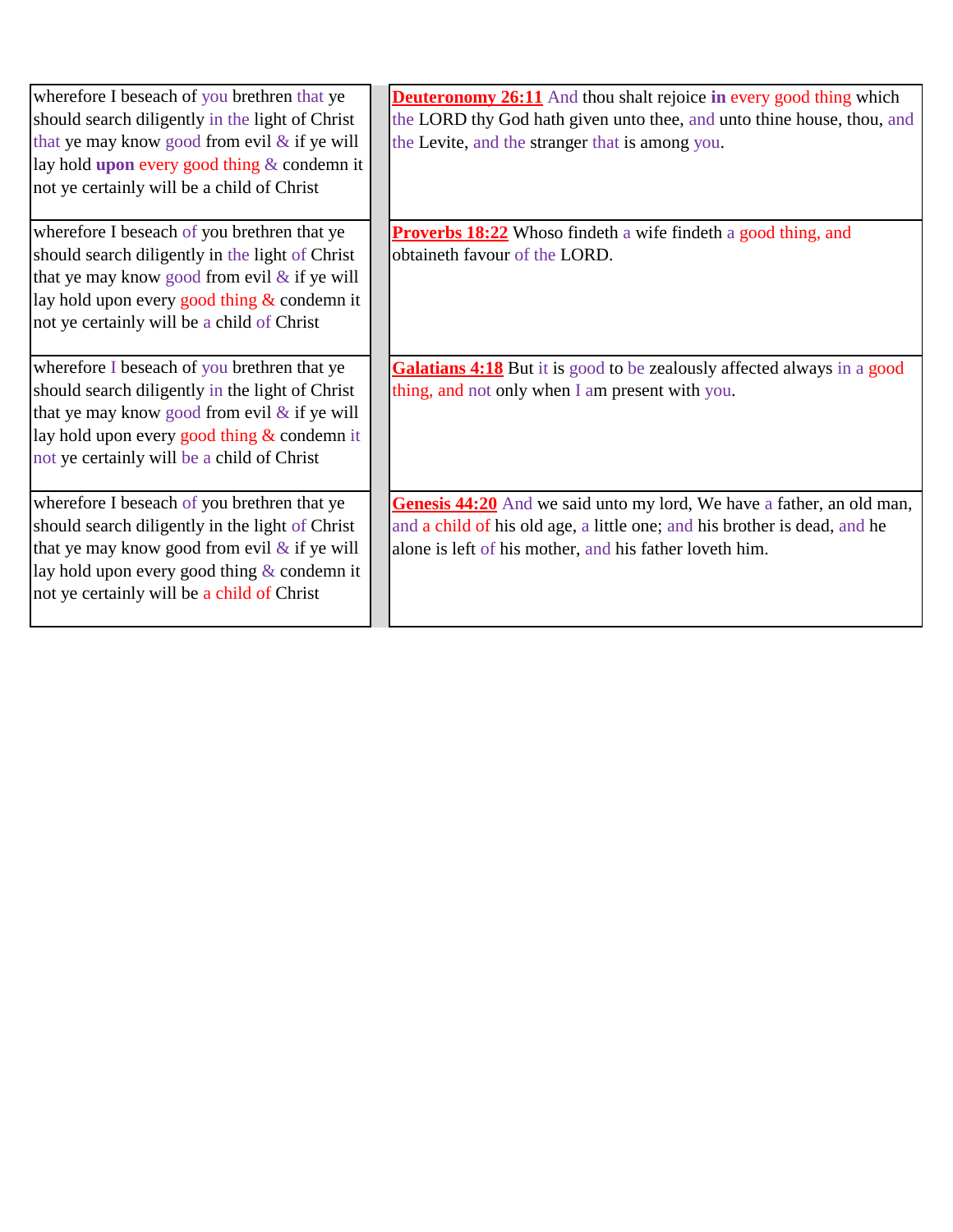| | |
|---|---|
| wherefore I beseach of you brethren that ye should search diligently in the light of Christ that ye may know good from evil & if ye will lay hold **upon** every good thing & condemn it not ye certainly will be a child of Christ | **Deuteronomy 26:11** And thou shalt rejoice **in** every good thing which the LORD thy God hath given unto thee, and unto thine house, thou, and the Levite, and the stranger that is among you. |
| wherefore I beseach of you brethren that ye should search diligently in the light of Christ that ye may know good from evil & if ye will lay hold upon every good thing & condemn it not ye certainly will be a child of Christ | **Proverbs 18:22** Whoso findeth a wife findeth a good thing, and obtaineth favour of the LORD. |
| wherefore I beseach of you brethren that ye should search diligently in the light of Christ that ye may know good from evil & if ye will lay hold upon every good thing & condemn it not ye certainly will be a child of Christ | **Galatians 4:18** But it is good to be zealously affected always in a good thing, and not only when I am present with you. |
| wherefore I beseach of you brethren that ye should search diligently in the light of Christ that ye may know good from evil & if ye will lay hold upon every good thing & condemn it not ye certainly will be a child of Christ | **Genesis 44:20** And we said unto my lord, We have a father, an old man, and a child of his old age, a little one; and his brother is dead, and he alone is left of his mother, and his father loveth him. |